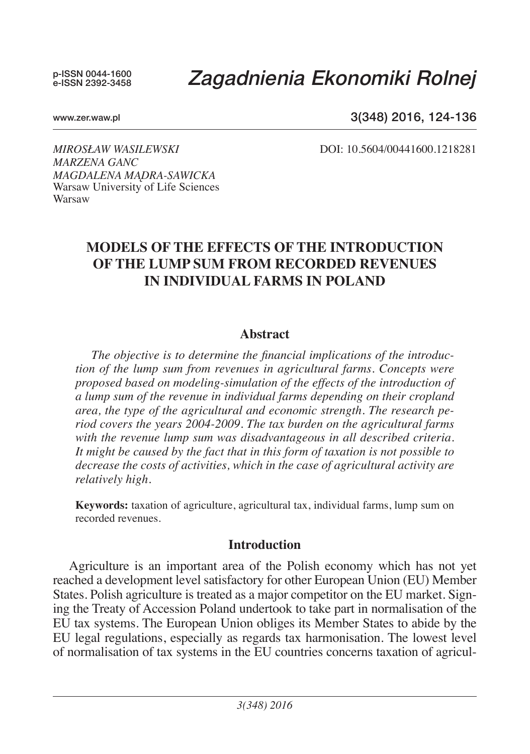p-ISSN 0044-1600
e-ISSN 2392-3458

# Zagadnienia Ekonomiki Rolnej

www.zer.waw.pl

*MIROSŁAW WASILEWSKI*
*MARZENA GANC*
*MAGDALENA MĄDRA-SAWICKA*
Warsaw University of Life Sciences
Warsaw

DOI: 10.5604/00441600.1218281

## MODELS OF THE EFFECTS OF THE INTRODUCTION OF THE LUMP SUM FROM RECORDED REVENUES IN INDIVIDUAL FARMS IN POLAND

### Abstract

*The objective is to determine the financial implications of the introduction of the lump sum from revenues in agricultural farms. Concepts were proposed based on modeling-simulation of the effects of the introduction of a lump sum of the revenue in individual farms depending on their cropland area, the type of the agricultural and economic strength. The research period covers the years 2004-2009. The tax burden on the agricultural farms with the revenue lump sum was disadvantageous in all described criteria. It might be caused by the fact that in this form of taxation is not possible to decrease the costs of activities, which in the case of agricultural activity are relatively high.*

**Keywords:** taxation of agriculture, agricultural tax, individual farms, lump sum on recorded revenues.

### Introduction

Agriculture is an important area of the Polish economy which has not yet reached a development level satisfactory for other European Union (EU) Member States. Polish agriculture is treated as a major competitor on the EU market. Signing the Treaty of Accession Poland undertook to take part in normalisation of the EU tax systems. The European Union obliges its Member States to abide by the EU legal regulations, especially as regards tax harmonisation. The lowest level of normalisation of tax systems in the EU countries concerns taxation of agricul-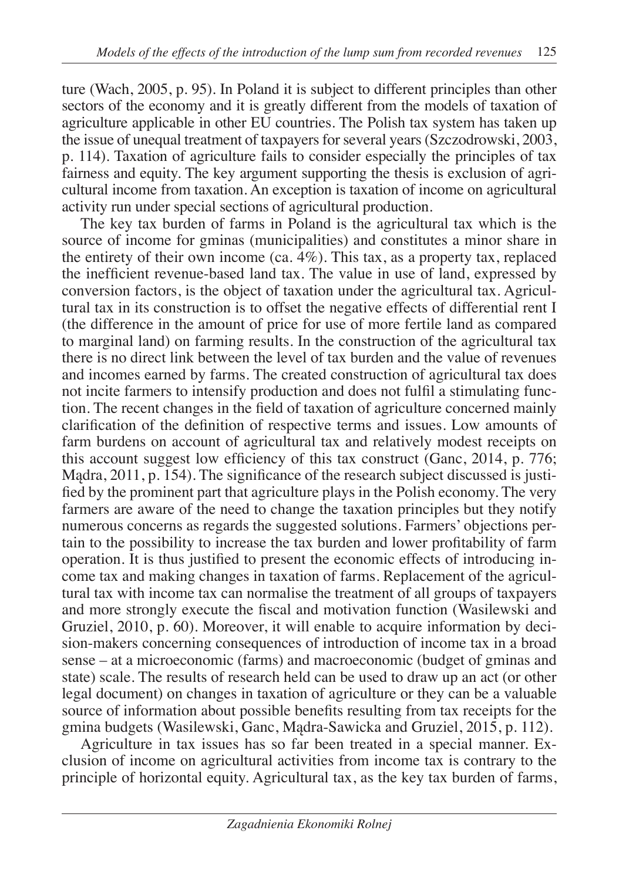ture (Wach, 2005, p. 95). In Poland it is subject to different principles than other sectors of the economy and it is greatly different from the models of taxation of agriculture applicable in other EU countries. The Polish tax system has taken up the issue of unequal treatment of taxpayers for several years (Szczodrowski, 2003, p. 114). Taxation of agriculture fails to consider especially the principles of tax fairness and equity. The key argument supporting the thesis is exclusion of agricultural income from taxation. An exception is taxation of income on agricultural activity run under special sections of agricultural production.

The key tax burden of farms in Poland is the agricultural tax which is the source of income for gminas (municipalities) and constitutes a minor share in the entirety of their own income (ca. 4%). This tax, as a property tax, replaced the inefficient revenue-based land tax. The value in use of land, expressed by conversion factors, is the object of taxation under the agricultural tax. Agricultural tax in its construction is to offset the negative effects of differential rent I (the difference in the amount of price for use of more fertile land as compared to marginal land) on farming results. In the construction of the agricultural tax there is no direct link between the level of tax burden and the value of revenues and incomes earned by farms. The created construction of agricultural tax does not incite farmers to intensify production and does not fulfil a stimulating function. The recent changes in the field of taxation of agriculture concerned mainly clarification of the definition of respective terms and issues. Low amounts of farm burdens on account of agricultural tax and relatively modest receipts on this account suggest low efficiency of this tax construct (Ganc, 2014, p. 776; Mądra, 2011, p. 154). The significance of the research subject discussed is justified by the prominent part that agriculture plays in the Polish economy. The very farmers are aware of the need to change the taxation principles but they notify numerous concerns as regards the suggested solutions. Farmers' objections pertain to the possibility to increase the tax burden and lower profitability of farm operation. It is thus justified to present the economic effects of introducing income tax and making changes in taxation of farms. Replacement of the agricultural tax with income tax can normalise the treatment of all groups of taxpayers and more strongly execute the fiscal and motivation function (Wasilewski and Gruziel, 2010, p. 60). Moreover, it will enable to acquire information by decision-makers concerning consequences of introduction of income tax in a broad sense – at a microeconomic (farms) and macroeconomic (budget of gminas and state) scale. The results of research held can be used to draw up an act (or other legal document) on changes in taxation of agriculture or they can be a valuable source of information about possible benefits resulting from tax receipts for the gmina budgets (Wasilewski, Ganc, Mądra-Sawicka and Gruziel, 2015, p. 112).

Agriculture in tax issues has so far been treated in a special manner. Exclusion of income on agricultural activities from income tax is contrary to the principle of horizontal equity. Agricultural tax, as the key tax burden of farms,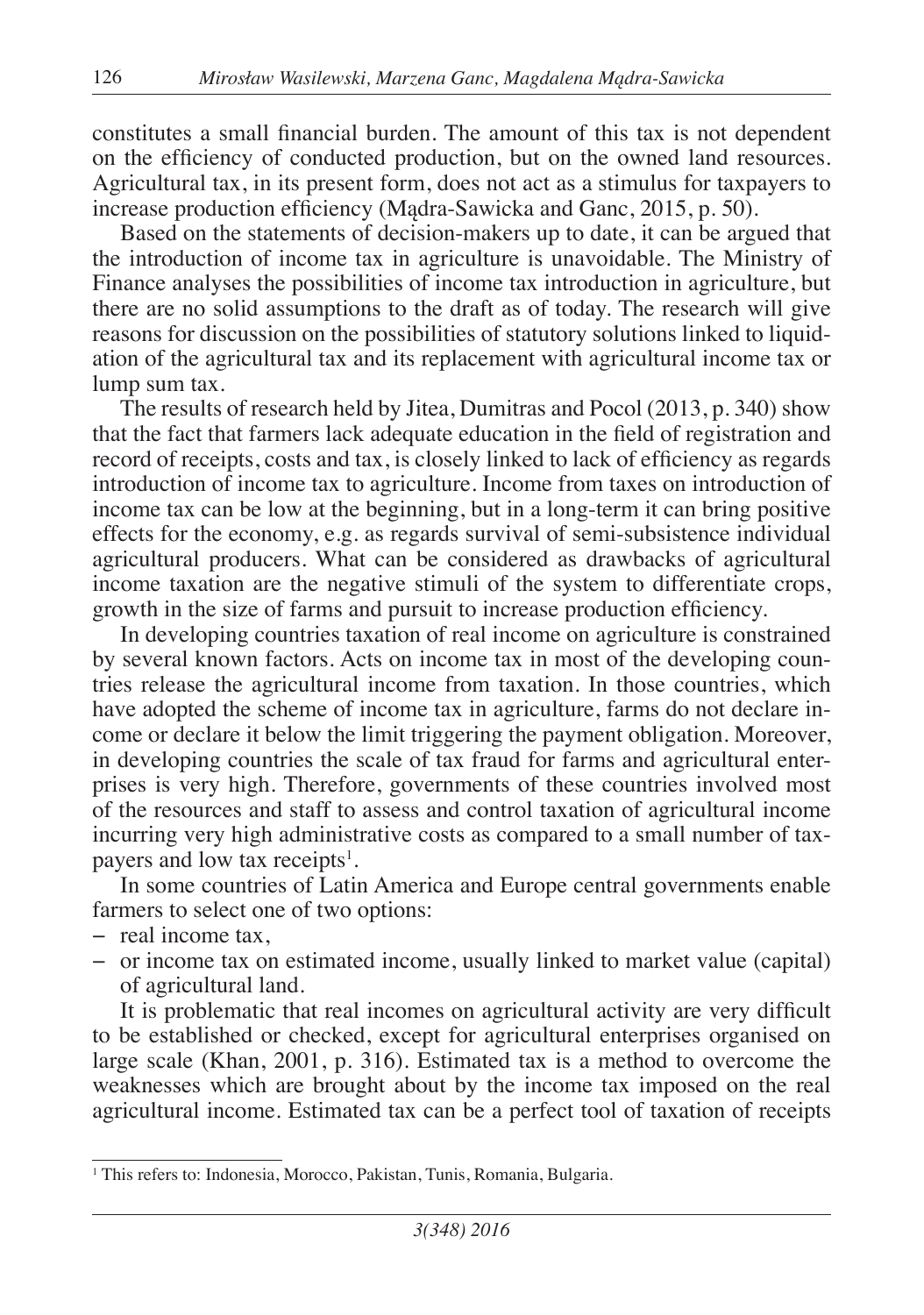constitutes a small financial burden. The amount of this tax is not dependent on the efficiency of conducted production, but on the owned land resources. Agricultural tax, in its present form, does not act as a stimulus for taxpayers to increase production efficiency (Mądra-Sawicka and Ganc, 2015, p. 50).

Based on the statements of decision-makers up to date, it can be argued that the introduction of income tax in agriculture is unavoidable. The Ministry of Finance analyses the possibilities of income tax introduction in agriculture, but there are no solid assumptions to the draft as of today. The research will give reasons for discussion on the possibilities of statutory solutions linked to liquidation of the agricultural tax and its replacement with agricultural income tax or lump sum tax.

The results of research held by Jitea, Dumitras and Pocol (2013, p. 340) show that the fact that farmers lack adequate education in the field of registration and record of receipts, costs and tax, is closely linked to lack of efficiency as regards introduction of income tax to agriculture. Income from taxes on introduction of income tax can be low at the beginning, but in a long-term it can bring positive effects for the economy, e.g. as regards survival of semi-subsistence individual agricultural producers. What can be considered as drawbacks of agricultural income taxation are the negative stimuli of the system to differentiate crops, growth in the size of farms and pursuit to increase production efficiency.

In developing countries taxation of real income on agriculture is constrained by several known factors. Acts on income tax in most of the developing countries release the agricultural income from taxation. In those countries, which have adopted the scheme of income tax in agriculture, farms do not declare income or declare it below the limit triggering the payment obligation. Moreover, in developing countries the scale of tax fraud for farms and agricultural enterprises is very high. Therefore, governments of these countries involved most of the resources and staff to assess and control taxation of agricultural income incurring very high administrative costs as compared to a small number of taxpayers and low tax receipts[1].

In some countries of Latin America and Europe central governments enable farmers to select one of two options:

- real income tax,
- or income tax on estimated income, usually linked to market value (capital) of agricultural land.

It is problematic that real incomes on agricultural activity are very difficult to be established or checked, except for agricultural enterprises organised on large scale (Khan, 2001, p. 316). Estimated tax is a method to overcome the weaknesses which are brought about by the income tax imposed on the real agricultural income. Estimated tax can be a perfect tool of taxation of receipts

[1] This refers to: Indonesia, Morocco, Pakistan, Tunis, Romania, Bulgaria.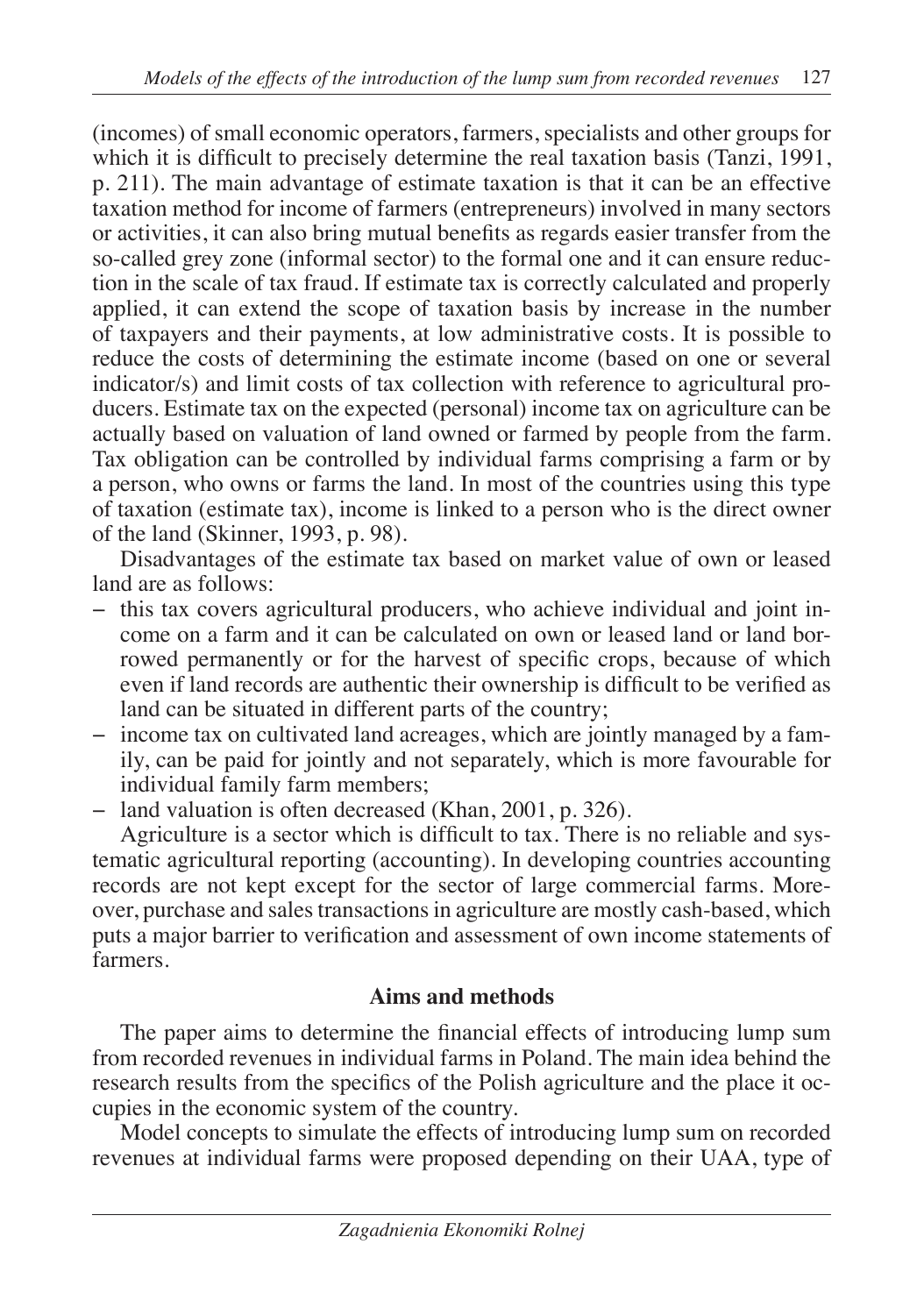(incomes) of small economic operators, farmers, specialists and other groups for which it is difficult to precisely determine the real taxation basis (Tanzi, 1991, p. 211). The main advantage of estimate taxation is that it can be an effective taxation method for income of farmers (entrepreneurs) involved in many sectors or activities, it can also bring mutual benefits as regards easier transfer from the so-called grey zone (informal sector) to the formal one and it can ensure reduction in the scale of tax fraud. If estimate tax is correctly calculated and properly applied, it can extend the scope of taxation basis by increase in the number of taxpayers and their payments, at low administrative costs. It is possible to reduce the costs of determining the estimate income (based on one or several indicator/s) and limit costs of tax collection with reference to agricultural producers. Estimate tax on the expected (personal) income tax on agriculture can be actually based on valuation of land owned or farmed by people from the farm. Tax obligation can be controlled by individual farms comprising a farm or by a person, who owns or farms the land. In most of the countries using this type of taxation (estimate tax), income is linked to a person who is the direct owner of the land (Skinner, 1993, p. 98).

Disadvantages of the estimate tax based on market value of own or leased land are as follows:

- this tax covers agricultural producers, who achieve individual and joint income on a farm and it can be calculated on own or leased land or land borrowed permanently or for the harvest of specific crops, because of which even if land records are authentic their ownership is difficult to be verified as land can be situated in different parts of the country;
- income tax on cultivated land acreages, which are jointly managed by a family, can be paid for jointly and not separately, which is more favourable for individual family farm members;
- land valuation is often decreased (Khan, 2001, p. 326).

Agriculture is a sector which is difficult to tax. There is no reliable and systematic agricultural reporting (accounting). In developing countries accounting records are not kept except for the sector of large commercial farms. Moreover, purchase and sales transactions in agriculture are mostly cash-based, which puts a major barrier to verification and assessment of own income statements of farmers.

## Aims and methods

The paper aims to determine the financial effects of introducing lump sum from recorded revenues in individual farms in Poland. The main idea behind the research results from the specifics of the Polish agriculture and the place it occupies in the economic system of the country.

Model concepts to simulate the effects of introducing lump sum on recorded revenues at individual farms were proposed depending on their UAA, type of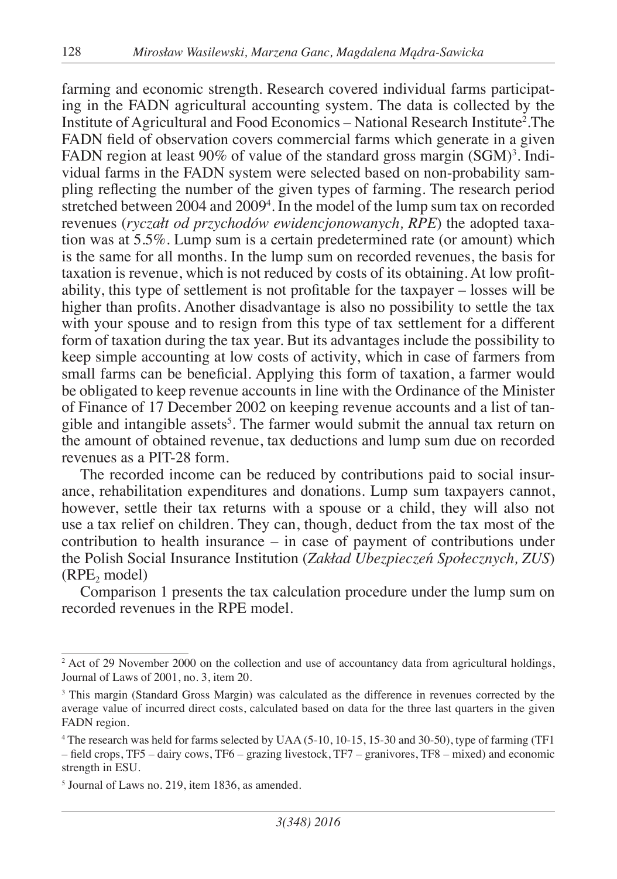farming and economic strength. Research covered individual farms participating in the FADN agricultural accounting system. The data is collected by the Institute of Agricultural and Food Economics – National Research Institute[2].The FADN field of observation covers commercial farms which generate in a given FADN region at least 90% of value of the standard gross margin (SGM)[3]. Individual farms in the FADN system were selected based on non-probability sampling reflecting the number of the given types of farming. The research period stretched between 2004 and 2009[4]. In the model of the lump sum tax on recorded revenues (*ryczałt od przychodów ewidencjonowanych, RPE*) the adopted taxation was at 5.5%. Lump sum is a certain predetermined rate (or amount) which is the same for all months. In the lump sum on recorded revenues, the basis for taxation is revenue, which is not reduced by costs of its obtaining. At low profitability, this type of settlement is not profitable for the taxpayer – losses will be higher than profits. Another disadvantage is also no possibility to settle the tax with your spouse and to resign from this type of tax settlement for a different form of taxation during the tax year. But its advantages include the possibility to keep simple accounting at low costs of activity, which in case of farmers from small farms can be beneficial. Applying this form of taxation, a farmer would be obligated to keep revenue accounts in line with the Ordinance of the Minister of Finance of 17 December 2002 on keeping revenue accounts and a list of tangible and intangible assets[5]. The farmer would submit the annual tax return on the amount of obtained revenue, tax deductions and lump sum due on recorded revenues as a PIT-28 form.

The recorded income can be reduced by contributions paid to social insurance, rehabilitation expenditures and donations. Lump sum taxpayers cannot, however, settle their tax returns with a spouse or a child, they will also not use a tax relief on children. They can, though, deduct from the tax most of the contribution to health insurance – in case of payment of contributions under the Polish Social Insurance Institution (*Zakład Ubezpieczeń Społecznych, ZUS*) ($RPE_2$ model)

Comparison 1 presents the tax calculation procedure under the lump sum on recorded revenues in the RPE model.

---

[2] Act of 29 November 2000 on the collection and use of accountancy data from agricultural holdings, Journal of Laws of 2001, no. 3, item 20.

[3] This margin (Standard Gross Margin) was calculated as the difference in revenues corrected by the average value of incurred direct costs, calculated based on data for the three last quarters in the given FADN region.

[4] The research was held for farms selected by UAA (5-10, 10-15, 15-30 and 30-50), type of farming (TF1 – field crops, TF5 – dairy cows, TF6 – grazing livestock, TF7 – granivores, TF8 – mixed) and economic strength in ESU.

[5] Journal of Laws no. 219, item 1836, as amended.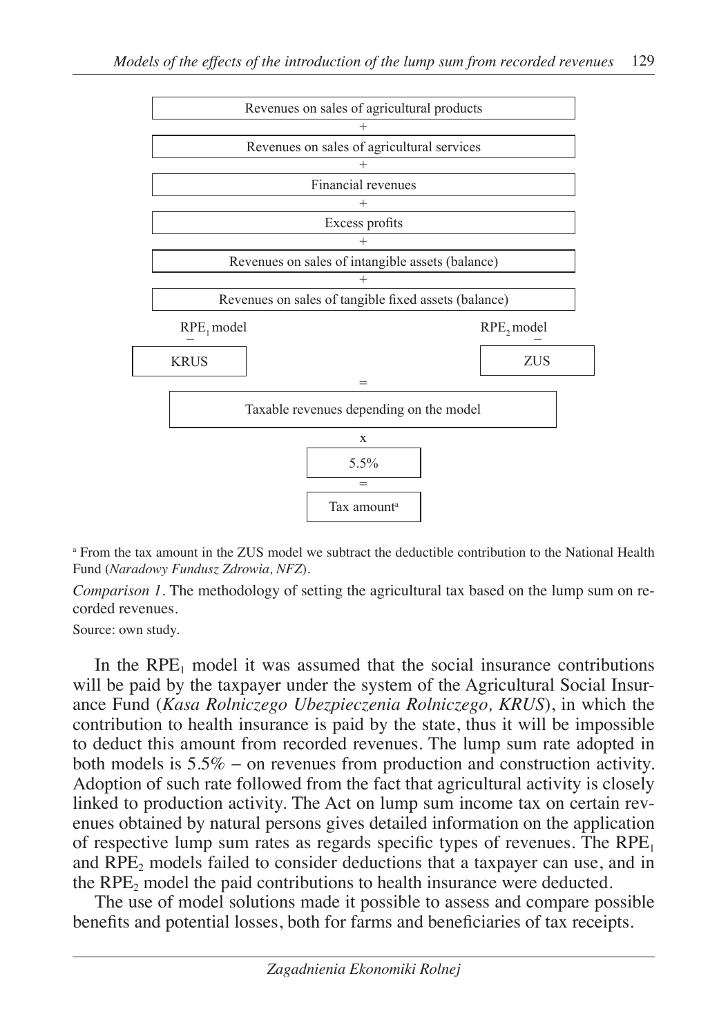Revenues on sales of agricultural products

+

Revenues on sales of agricultural services

+

Financial revenues

+

Excess profits

+

Revenues on sales of intangible assets (balance)

+

Revenues on sales of tangible fixed assets (balance)

| $RPE_1$ model | $RPE_2$ model |
|---|---|
| − | − |
| KRUS | ZUS |

=

Taxable revenues depending on the model

x

5.5%

=

Tax amount[a]

[a] From the tax amount in the ZUS model we subtract the deductible contribution to the National Health Fund (*Naradowy Fundusz Zdrowia, NFZ*).

*Comparison 1*. The methodology of setting the agricultural tax based on the lump sum on recorded revenues.

Source: own study.

In the $RPE_1$ model it was assumed that the social insurance contributions will be paid by the taxpayer under the system of the Agricultural Social Insurance Fund (*Kasa Rolniczego Ubezpieczenia Rolniczego, KRUS*), in which the contribution to health insurance is paid by the state, thus it will be impossible to deduct this amount from recorded revenues. The lump sum rate adopted in both models is 5.5% – on revenues from production and construction activity. Adoption of such rate followed from the fact that agricultural activity is closely linked to production activity. The Act on lump sum income tax on certain revenues obtained by natural persons gives detailed information on the application of respective lump sum rates as regards specific types of revenues. The $RPE_1$ and $RPE_2$ models failed to consider deductions that a taxpayer can use, and in the $RPE_2$ model the paid contributions to health insurance were deducted.

The use of model solutions made it possible to assess and compare possible benefits and potential losses, both for farms and beneficiaries of tax receipts.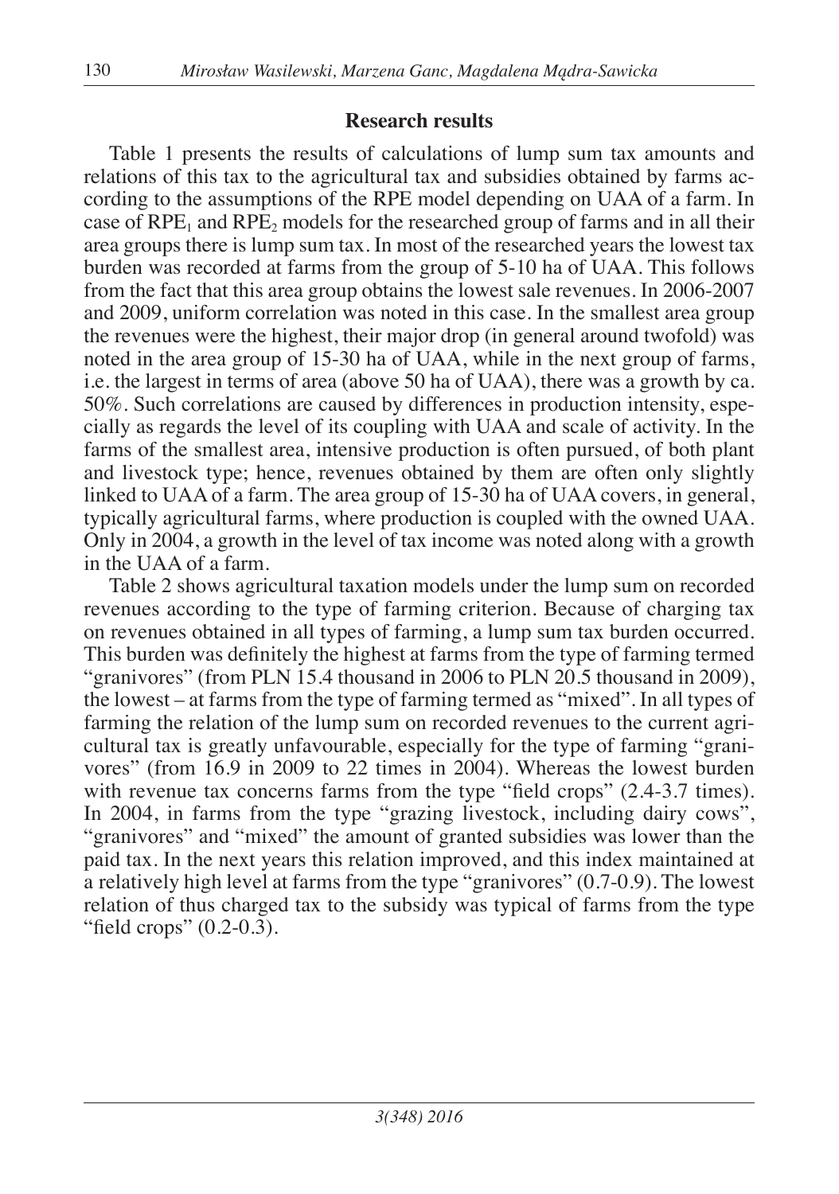## Research results

Table 1 presents the results of calculations of lump sum tax amounts and relations of this tax to the agricultural tax and subsidies obtained by farms according to the assumptions of the RPE model depending on UAA of a farm. In case of $RPE_1$ and $RPE_2$ models for the researched group of farms and in all their area groups there is lump sum tax. In most of the researched years the lowest tax burden was recorded at farms from the group of 5-10 ha of UAA. This follows from the fact that this area group obtains the lowest sale revenues. In 2006-2007 and 2009, uniform correlation was noted in this case. In the smallest area group the revenues were the highest, their major drop (in general around twofold) was noted in the area group of 15-30 ha of UAA, while in the next group of farms, i.e. the largest in terms of area (above 50 ha of UAA), there was a growth by ca. 50%. Such correlations are caused by differences in production intensity, especially as regards the level of its coupling with UAA and scale of activity. In the farms of the smallest area, intensive production is often pursued, of both plant and livestock type; hence, revenues obtained by them are often only slightly linked to UAA of a farm. The area group of 15-30 ha of UAA covers, in general, typically agricultural farms, where production is coupled with the owned UAA. Only in 2004, a growth in the level of tax income was noted along with a growth in the UAA of a farm.

Table 2 shows agricultural taxation models under the lump sum on recorded revenues according to the type of farming criterion. Because of charging tax on revenues obtained in all types of farming, a lump sum tax burden occurred. This burden was definitely the highest at farms from the type of farming termed "granivores" (from PLN 15.4 thousand in 2006 to PLN 20.5 thousand in 2009), the lowest – at farms from the type of farming termed as "mixed". In all types of farming the relation of the lump sum on recorded revenues to the current agricultural tax is greatly unfavourable, especially for the type of farming "granivores" (from 16.9 in 2009 to 22 times in 2004). Whereas the lowest burden with revenue tax concerns farms from the type "field crops" (2.4-3.7 times). In 2004, in farms from the type "grazing livestock, including dairy cows", "granivores" and "mixed" the amount of granted subsidies was lower than the paid tax. In the next years this relation improved, and this index maintained at a relatively high level at farms from the type "granivores" (0.7-0.9). The lowest relation of thus charged tax to the subsidy was typical of farms from the type "field crops" (0.2-0.3).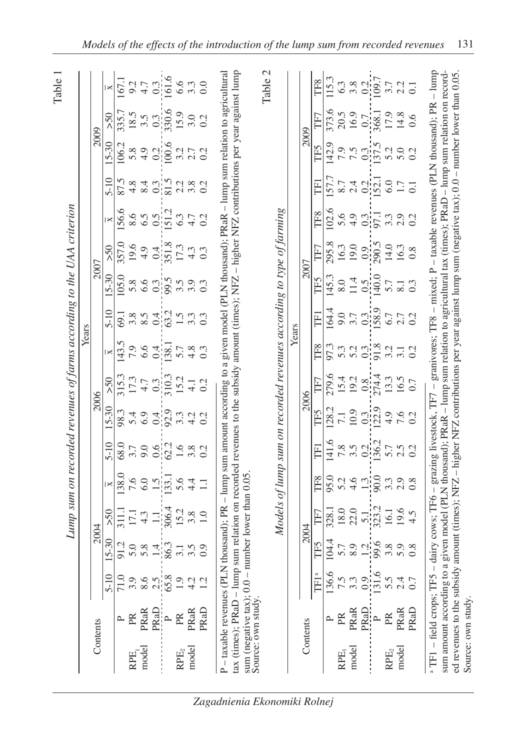Table 1

*Lump sum on recorded revenues of farms according to the UAA criterion*

| Contents | | 2004 | | | | 2006 | | | | 2007 | | | | 2009 | | | |
|---|---|---|---|---|---|---|---|---|---|---|---|---|---|---|---|---|---|
| | | 5-10 | 15-30 | >50 | x̄ | 5-10 | 15-30 | >50 | x̄ | 5-10 | 15-30 | >50 | x̄ | 5-10 | 15-30 | >50 | x̄ |
| $RPE_1$ model | P | 71.0 | 91.2 | 311.1 | 138.0 | 68.0 | 98.3 | 315.3 | 143.5 | 69.1 | 105.0 | 357.0 | 156.6 | 87.5 | 106.2 | 335.7 | 167.1 |
| | PR | 3.9 | 5.0 | 17.1 | 7.6 | 3.7 | 5.4 | 17.3 | 7.9 | 3.8 | 5.8 | 19.6 | 8.6 | 4.8 | 5.8 | 18.5 | 9.2 |
| | PRaR | 8.6 | 5.8 | 4.3 | 6.0 | 9.0 | 6.9 | 4.7 | 6.6 | 8.5 | 6.6 | 4.9 | 6.5 | 8.4 | 4.9 | 3.5 | 4.7 |
| | PRaD | 2.5 | 1.4 | 1.1 | 1.5 | 0.6 | 0.4 | 0.3 | 0.4 | 0.4 | 0.3 | 0.4 | 0.5 | 0.3 | 0.2 | 0.3 | 0.3 |
| $RPE_2$ model | P | 65.8 | 86.3 | 306.4 | 133.1 | 62.2 | 92.9 | 310.3 | 138.1 | 63.2 | 99.5 | 351.8 | 151.2 | 81.5 | 100.6 | 330.6 | 161.6 |
| | PR | 1.9 | 3.1 | 15.2 | 5.6 | 1.6 | 3.3 | 15.2 | 5.7 | 1.5 | 3.5 | 17.3 | 6.3 | 2.2 | 3.2 | 15.9 | 6.6 |
| | PRaR | 4.2 | 3.5 | 3.8 | 4.4 | 3.8 | 4.2 | 4.1 | 4.8 | 3.3 | 3.9 | 4.3 | 4.7 | 3.8 | 2.7 | 3.0 | 3.3 |
| | PRaD | 1.2 | 0.9 | 1.0 | 1.1 | 0.2 | 0.2 | 0.2 | 0.3 | 0.3 | 0.3 | 0.3 | 0.2 | 0.2 | 0.2 | 0.2 | 0.0 |

P – taxable revenues (PLN thousand); PR – lump sum amount according to a given model (PLN thousand); PRaR – lump sum relation to agricultural tax (times); PRaD – lump sum relation on recorded revenues to the subsidy amount (times); NFZ – higher NFZ contributions per year against lump sum (negative tax); 0.0 – number lower than 0.05.
Source: own study.

Table 2

*Models of lump sum on recorded revenues according to type of farming*

| Contents | | 2004 | | | | 2006 | | | | 2007 | | | | 2009 | | | |
|---|---|---|---|---|---|---|---|---|---|---|---|---|---|---|---|---|---|
| | | TF1[a] | TF5 | TF7 | TF8 | TF1 | TF5 | TF7 | TF8 | TF1 | TF5 | TF7 | TF8 | TF1 | TF5 | TF7 | TF8 |
| $RPE_1$ model | P | 136.6 | 104.4 | 328.1 | 95.0 | 141.6 | 128.2 | 279.6 | 97.3 | 164.4 | 145.3 | 295.8 | 102.6 | 157.7 | 142.9 | 373.6 | 115.3 |
| | PR | 7.5 | 5.7 | 18.0 | 5.2 | 7.8 | 7.1 | 15.4 | 5.3 | 9.0 | 8.0 | 16.3 | 5.6 | 8.7 | 7.9 | 20.5 | 6.3 |
| | PRaR | 3.3 | 8.9 | 22.0 | 4.6 | 3.5 | 10.9 | 19.2 | 5.2 | 3.7 | 11.4 | 19.0 | 4.9 | 2.4 | 7.5 | 16.9 | 3.8 |
| | PRaD | 0.9 | 1.2 | 5.1 | 1.3 | 0.2 | 0.3 | 0.8 | 0.3 | 0.3 | 0.5 | 0.9 | 0.3 | 0.2 | 0.3 | 0.7 | 0.2 |
| $RPE_2$ model | P | 131.6 | 99.6 | 323.2 | 90.0 | 136.2 | 122.9 | 274.4 | 91.8 | 158.9 | 140.0 | 290.5 | 97.1 | 152.1 | 137.5 | 368.1 | 109.7 |
| | PR | 5.5 | 3.8 | 16.1 | 3.3 | 5.7 | 4.9 | 13.3 | 3.2 | 6.7 | 5.7 | 14.0 | 3.3 | 6.0 | 5.2 | 17.9 | 3.7 |
| | PRaR | 2.4 | 5.9 | 19.6 | 2.9 | 2.5 | 7.6 | 16.5 | 3.1 | 2.7 | 8.1 | 16.3 | 2.9 | 1.7 | 5.0 | 14.8 | 2.2 |
| | PRaD | 0.7 | 0.8 | 4.5 | 0.8 | 0.2 | 0.2 | 0.7 | 0.2 | 0.2 | 0.3 | 0.8 | 0.2 | 0.1 | 0.2 | 0.6 | 0.1 |

[a] TF1 – field crops; TF5 – dairy cows; TF6 – grazing livestock, TF7 – granivores; TF8 – mixed; P – taxable revenues (PLN thousand); PR – lump sum amount according to a given model (PLN thousand); PRaR – lump sum relation to agricultural tax (times); PRaD – lump sum relation on recorded revenues to the subsidy amount (times); NFZ – higher NFZ contributions per year against lump sum (negative tax); 0.0 – number lower than 0.05.
Source: own study.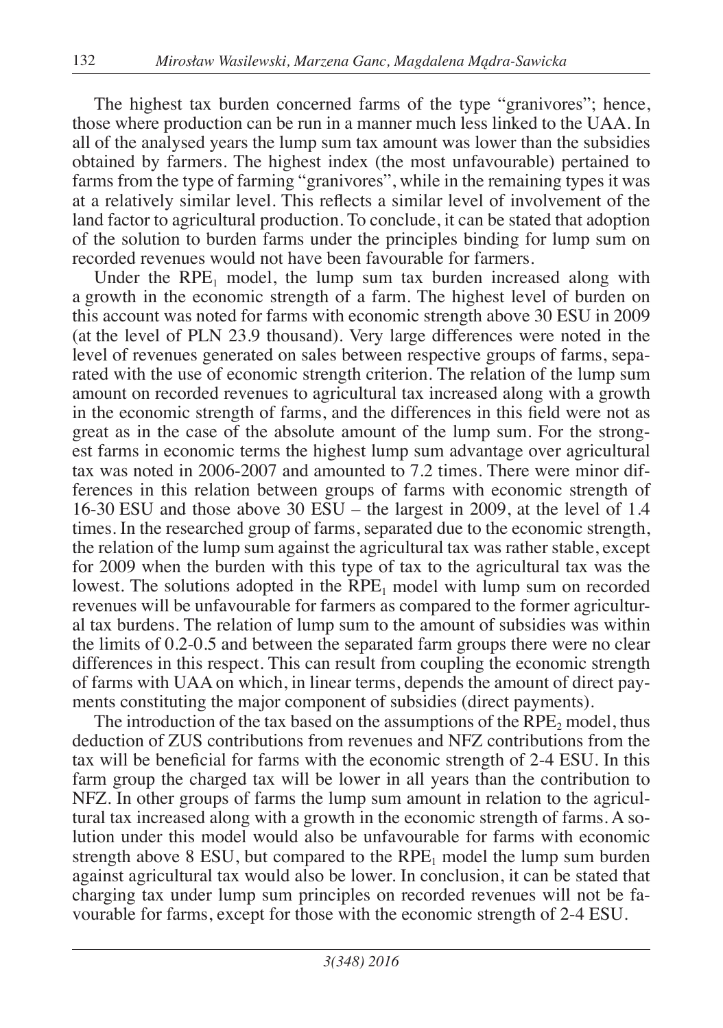The highest tax burden concerned farms of the type "granivores"; hence, those where production can be run in a manner much less linked to the UAA. In all of the analysed years the lump sum tax amount was lower than the subsidies obtained by farmers. The highest index (the most unfavourable) pertained to farms from the type of farming "granivores", while in the remaining types it was at a relatively similar level. This reflects a similar level of involvement of the land factor to agricultural production. To conclude, it can be stated that adoption of the solution to burden farms under the principles binding for lump sum on recorded revenues would not have been favourable for farmers.

Under the $RPE_1$ model, the lump sum tax burden increased along with a growth in the economic strength of a farm. The highest level of burden on this account was noted for farms with economic strength above 30 ESU in 2009 (at the level of PLN 23.9 thousand). Very large differences were noted in the level of revenues generated on sales between respective groups of farms, separated with the use of economic strength criterion. The relation of the lump sum amount on recorded revenues to agricultural tax increased along with a growth in the economic strength of farms, and the differences in this field were not as great as in the case of the absolute amount of the lump sum. For the strongest farms in economic terms the highest lump sum advantage over agricultural tax was noted in 2006-2007 and amounted to 7.2 times. There were minor differences in this relation between groups of farms with economic strength of 16-30 ESU and those above 30 ESU – the largest in 2009, at the level of 1.4 times. In the researched group of farms, separated due to the economic strength, the relation of the lump sum against the agricultural tax was rather stable, except for 2009 when the burden with this type of tax to the agricultural tax was the lowest. The solutions adopted in the $RPE_1$ model with lump sum on recorded revenues will be unfavourable for farmers as compared to the former agricultural tax burdens. The relation of lump sum to the amount of subsidies was within the limits of 0.2-0.5 and between the separated farm groups there were no clear differences in this respect. This can result from coupling the economic strength of farms with UAA on which, in linear terms, depends the amount of direct payments constituting the major component of subsidies (direct payments).

The introduction of the tax based on the assumptions of the $RPE_2$ model, thus deduction of ZUS contributions from revenues and NFZ contributions from the tax will be beneficial for farms with the economic strength of 2-4 ESU. In this farm group the charged tax will be lower in all years than the contribution to NFZ. In other groups of farms the lump sum amount in relation to the agricultural tax increased along with a growth in the economic strength of farms. A solution under this model would also be unfavourable for farms with economic strength above 8 ESU, but compared to the $RPE_1$ model the lump sum burden against agricultural tax would also be lower. In conclusion, it can be stated that charging tax under lump sum principles on recorded revenues will not be favourable for farms, except for those with the economic strength of 2-4 ESU.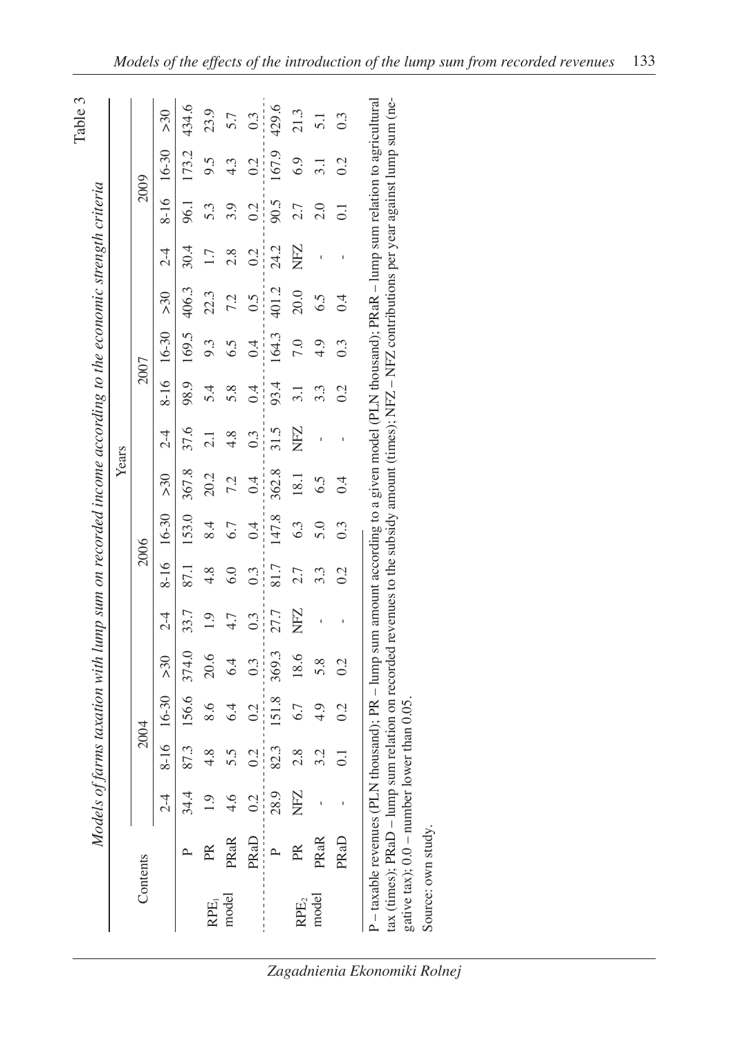Table 3

*Models of farms taxation with lump sum on recorded income according to the economic strength criteria*

| Contents | | Years | | | | | | | | | | | | | | | |
|---|---|---|---|---|---|---|---|---|---|---|---|---|---|---|---|---|---|
| | | 2004 | | | | 2006 | | | | 2007 | | | | 2009 | | | |
| | | 2-4 | 8-16 | 16-30 | >30 | 2-4 | 8-16 | 16-30 | >30 | 2-4 | 8-16 | 16-30 | >30 | 2-4 | 8-16 | 16-30 | >30 |
| $RPE_1$ model | P | 34.4 | 87.3 | 156.6 | 374.0 | 33.7 | 87.1 | 153.0 | 367.8 | 37.6 | 98.9 | 169.5 | 406.3 | 30.4 | 96.1 | 173.2 | 434.6 |
| | PR | 1.9 | 4.8 | 8.6 | 20.6 | 1.9 | 4.8 | 8.4 | 20.2 | 2.1 | 5.4 | 9.3 | 22.3 | 1.7 | 5.3 | 9.5 | 23.9 |
| | PRaR | 4.6 | 5.5 | 6.4 | 6.4 | 4.7 | 6.0 | 6.7 | 7.2 | 4.8 | 5.8 | 6.5 | 7.2 | 2.8 | 3.9 | 4.3 | 5.7 |
| | PRaD | 0.2 | 0.2 | 0.2 | 0.3 | 0.3 | 0.3 | 0.4 | 0.4 | 0.3 | 0.4 | 0.4 | 0.5 | 0.2 | 0.2 | 0.2 | 0.3 |
| $RPE_2$ model | P | 28.9 | 82.3 | 151.8 | 369.3 | 27.7 | 81.7 | 147.8 | 362.8 | 31.5 | 93.4 | 164.3 | 401.2 | 24.2 | 90.5 | 167.9 | 429.6 |
| | PR | NFZ | 2.8 | 6.7 | 18.6 | NFZ | 2.7 | 6.3 | 18.1 | NFZ | 3.1 | 7.0 | 20.0 | NFZ | 2.7 | 6.9 | 21.3 |
| | PRaR | - | 3.2 | 4.9 | 5.8 | - | 3.3 | 5.0 | 6.5 | - | 3.3 | 4.9 | 6.5 | - | 2.0 | 3.1 | 5.1 |
| | PRaD | - | 0.1 | 0.2 | 0.2 | - | 0.2 | 0.3 | 0.4 | - | 0.2 | 0.3 | 0.4 | - | 0.1 | 0.2 | 0.3 |

P – taxable revenues (PLN thousand); PR – lump sum amount according to a given model (PLN thousand); PRaR – lump sum relation to agricultural tax (times); PRaD – lump sum relation on recorded revenues to the subsidy amount (times); NFZ – NFZ contributions per year against lump sum (negative tax); 0.0 – number lower than 0.05.

Source: own study.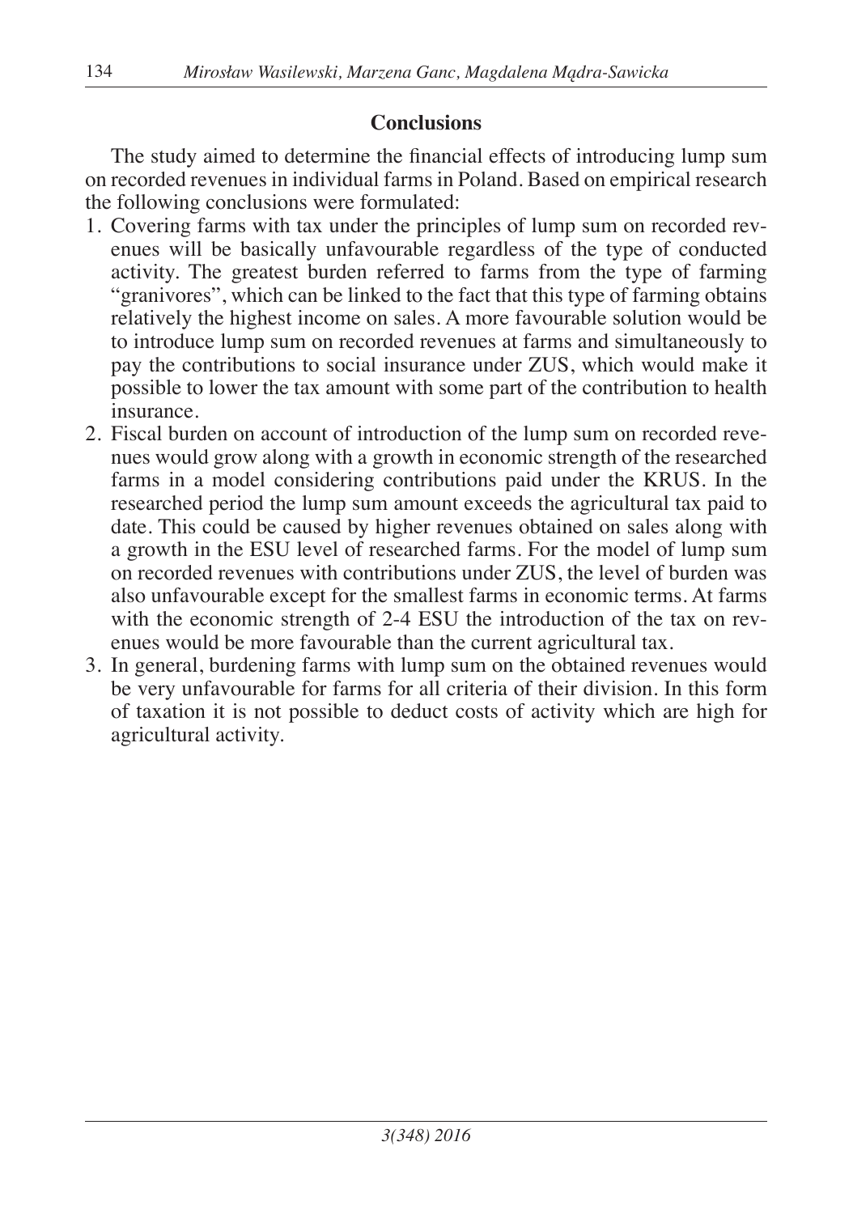## Conclusions

The study aimed to determine the financial effects of introducing lump sum on recorded revenues in individual farms in Poland. Based on empirical research the following conclusions were formulated:

1. Covering farms with tax under the principles of lump sum on recorded revenues will be basically unfavourable regardless of the type of conducted activity. The greatest burden referred to farms from the type of farming "granivores", which can be linked to the fact that this type of farming obtains relatively the highest income on sales. A more favourable solution would be to introduce lump sum on recorded revenues at farms and simultaneously to pay the contributions to social insurance under ZUS, which would make it possible to lower the tax amount with some part of the contribution to health insurance.
2. Fiscal burden on account of introduction of the lump sum on recorded revenues would grow along with a growth in economic strength of the researched farms in a model considering contributions paid under the KRUS. In the researched period the lump sum amount exceeds the agricultural tax paid to date. This could be caused by higher revenues obtained on sales along with a growth in the ESU level of researched farms. For the model of lump sum on recorded revenues with contributions under ZUS, the level of burden was also unfavourable except for the smallest farms in economic terms. At farms with the economic strength of 2-4 ESU the introduction of the tax on revenues would be more favourable than the current agricultural tax.
3. In general, burdening farms with lump sum on the obtained revenues would be very unfavourable for farms for all criteria of their division. In this form of taxation it is not possible to deduct costs of activity which are high for agricultural activity.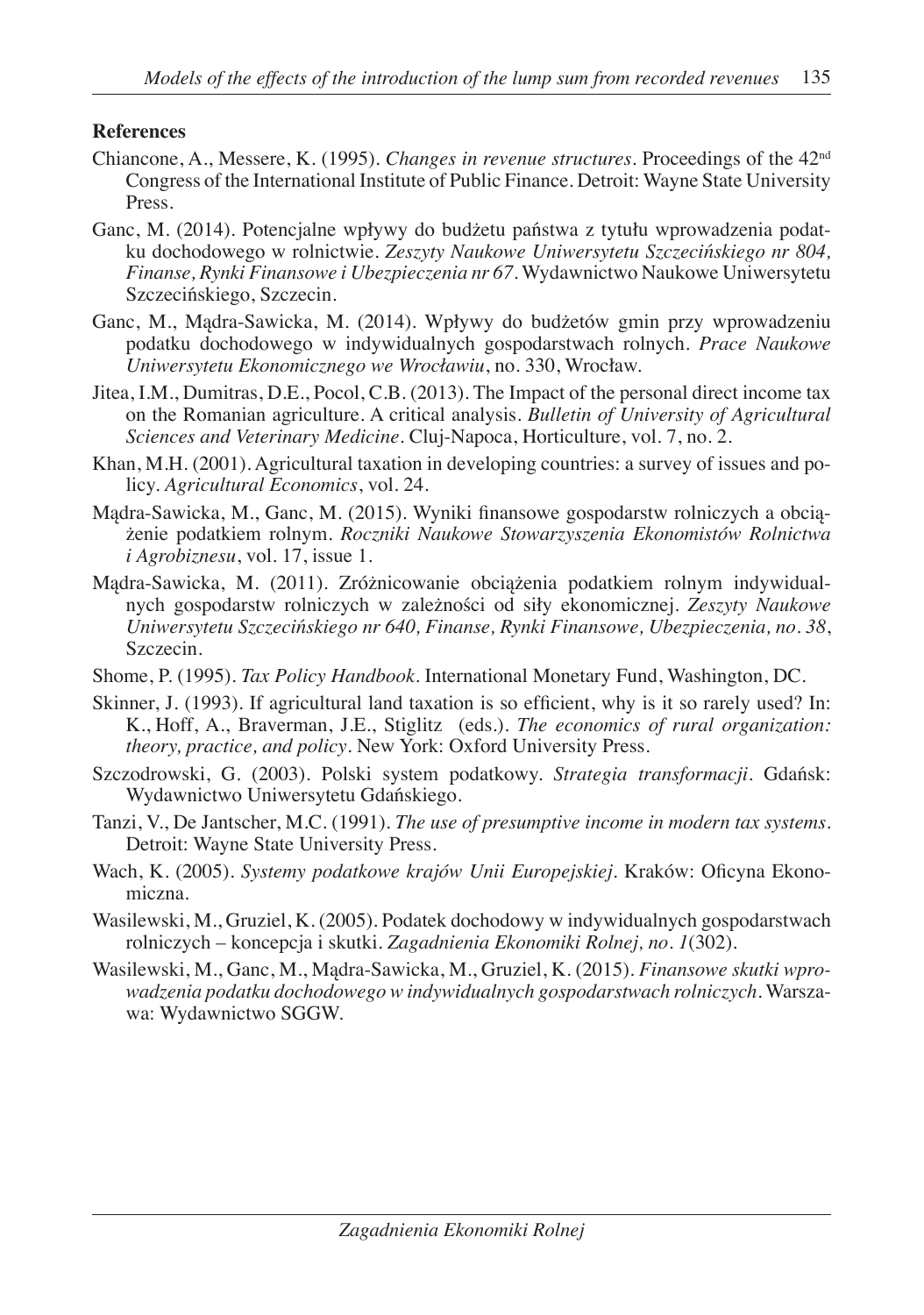**References**

Chiancone, A., Messere, K. (1995). *Changes in revenue structures*. Proceedings of the 42nd Congress of the International Institute of Public Finance. Detroit: Wayne State University Press.

Ganc, M. (2014). Potencjalne wpływy do budżetu państwa z tytułu wprowadzenia podatku dochodowego w rolnictwie. *Zeszyty Naukowe Uniwersytetu Szczecińskiego nr 804, Finanse, Rynki Finansowe i Ubezpieczenia nr 67*. Wydawnictwo Naukowe Uniwersytetu Szczecińskiego, Szczecin.

Ganc, M., Mądra-Sawicka, M. (2014). Wpływy do budżetów gmin przy wprowadzeniu podatku dochodowego w indywidualnych gospodarstwach rolnych. *Prace Naukowe Uniwersytetu Ekonomicznego we Wrocławiu*, no. 330, Wrocław.

Jitea, I.M., Dumitras, D.E., Pocol, C.B. (2013). The Impact of the personal direct income tax on the Romanian agriculture. A critical analysis. *Bulletin of University of Agricultural Sciences and Veterinary Medicine*. Cluj-Napoca, Horticulture, vol. 7, no. 2.

Khan, M.H. (2001). Agricultural taxation in developing countries: a survey of issues and policy. *Agricultural Economics*, vol. 24.

Mądra-Sawicka, M., Ganc, M. (2015). Wyniki finansowe gospodarstw rolniczych a obciążenie podatkiem rolnym. *Roczniki Naukowe Stowarzyszenia Ekonomistów Rolnictwa i Agrobiznesu*, vol. 17, issue 1.

Mądra-Sawicka, M. (2011). Zróżnicowanie obciążenia podatkiem rolnym indywidualnych gospodarstw rolniczych w zależności od siły ekonomicznej. *Zeszyty Naukowe Uniwersytetu Szczecińskiego nr 640, Finanse, Rynki Finansowe, Ubezpieczenia, no. 38*, Szczecin.

Shome, P. (1995). *Tax Policy Handbook*. International Monetary Fund, Washington, DC.

Skinner, J. (1993). If agricultural land taxation is so efficient, why is it so rarely used? In: K., Hoff, A., Braverman, J.E., Stiglitz (eds.). *The economics of rural organization: theory, practice, and policy*. New York: Oxford University Press.

Szczodrowski, G. (2003). Polski system podatkowy. *Strategia transformacji*. Gdańsk: Wydawnictwo Uniwersytetu Gdańskiego.

Tanzi, V., De Jantscher, M.C. (1991). *The use of presumptive income in modern tax systems*. Detroit: Wayne State University Press.

Wach, K. (2005). *Systemy podatkowe krajów Unii Europejskiej*. Kraków: Oficyna Ekonomiczna.

Wasilewski, M., Gruziel, K. (2005). Podatek dochodowy w indywidualnych gospodarstwach rolniczych – koncepcja i skutki. *Zagadnienia Ekonomiki Rolnej, no. 1*(302).

Wasilewski, M., Ganc, M., Mądra-Sawicka, M., Gruziel, K. (2015). *Finansowe skutki wprowadzenia podatku dochodowego w indywidualnych gospodarstwach rolniczych*. Warszawa: Wydawnictwo SGGW.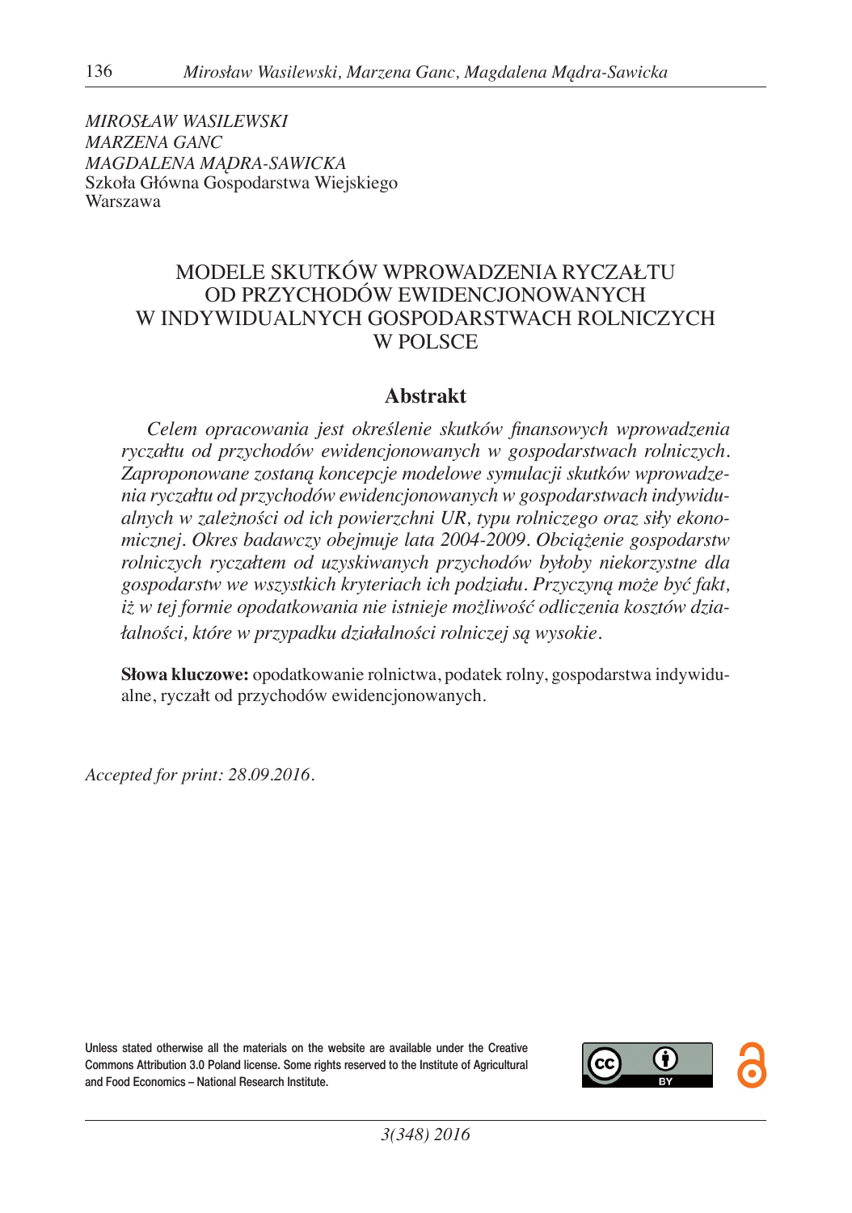*MIROSŁAW WASILEWSKI*
*MARZENA GANC*
*MAGDALENA MĄDRA-SAWICKA*
Szkoła Główna Gospodarstwa Wiejskiego
Warszawa

# MODELE SKUTKÓW WPROWADZENIA RYCZAŁTU OD PRZYCHODÓW EWIDENCJONOWANYCH W INDYWIDUALNYCH GOSPODARSTWACH ROLNICZYCH W POLSCE

## Abstrakt

*Celem opracowania jest określenie skutków finansowych wprowadzenia ryczałtu od przychodów ewidencjonowanych w gospodarstwach rolniczych. Zaproponowane zostaną koncepcje modelowe symulacji skutków wprowadzenia ryczałtu od przychodów ewidencjonowanych w gospodarstwach indywidualnych w zależności od ich powierzchni UR, typu rolniczego oraz siły ekonomicznej. Okres badawczy obejmuje lata 2004-2009. Obciążenie gospodarstw rolniczych ryczałtem od uzyskiwanych przychodów byłoby niekorzystne dla gospodarstw we wszystkich kryteriach ich podziału. Przyczyną może być fakt, iż w tej formie opodatkowania nie istnieje możliwość odliczenia kosztów działalności, które w przypadku działalności rolniczej są wysokie.*

**Słowa kluczowe:** opodatkowanie rolnictwa, podatek rolny, gospodarstwa indywidualne, ryczałt od przychodów ewidencjonowanych.

*Accepted for print: 28.09.2016.*

Unless stated otherwise all the materials on the website are available under the Creative Commons Attribution 3.0 Poland license. Some rights reserved to the Institute of Agricultural and Food Economics – National Research Institute.